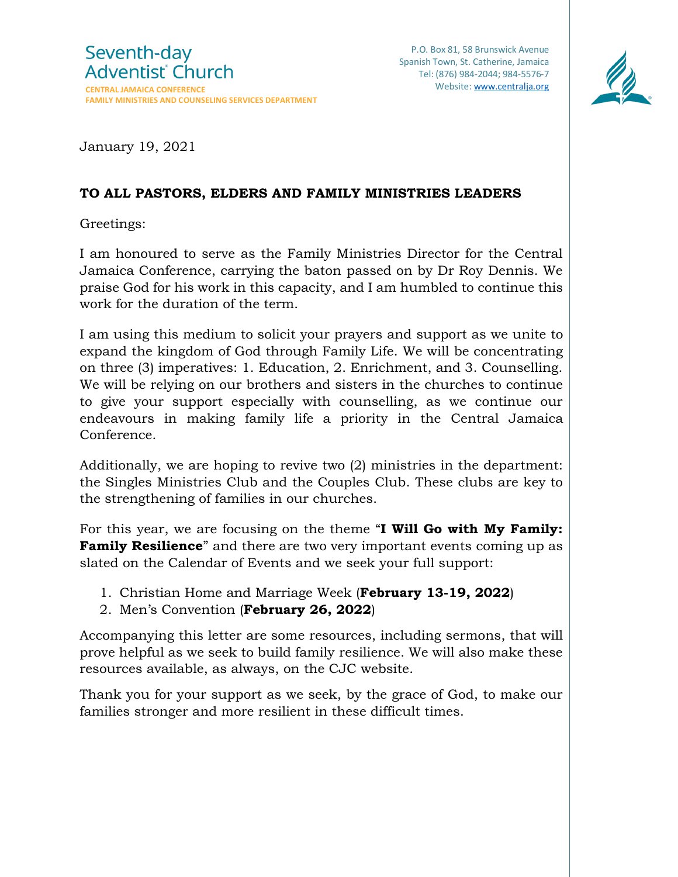Seventh-day Adventist® Church
**CENTRAL JAMAICA CONFERENCE**
**FAMILY MINISTRIES AND COUNSELING SERVICES DEPARTMENT**

P.O. Box 81, 58 Brunswick Avenue
Spanish Town, St. Catherine, Jamaica
Tel: (876) 984-2044; 984-5576-7
Website: www.centralja.org

January 19, 2021

**TO ALL PASTORS, ELDERS AND FAMILY MINISTRIES LEADERS**

Greetings:

I am honoured to serve as the Family Ministries Director for the Central Jamaica Conference, carrying the baton passed on by Dr Roy Dennis. We praise God for his work in this capacity, and I am humbled to continue this work for the duration of the term.

I am using this medium to solicit your prayers and support as we unite to expand the kingdom of God through Family Life. We will be concentrating on three (3) imperatives: 1. Education, 2. Enrichment, and 3. Counselling. We will be relying on our brothers and sisters in the churches to continue to give your support especially with counselling, as we continue our endeavours in making family life a priority in the Central Jamaica Conference.

Additionally, we are hoping to revive two (2) ministries in the department: the Singles Ministries Club and the Couples Club. These clubs are key to the strengthening of families in our churches.

For this year, we are focusing on the theme "**I Will Go with My Family: Family Resilience**" and there are two very important events coming up as slated on the Calendar of Events and we seek your full support:

1. Christian Home and Marriage Week (**February 13-19, 2022**)
2. Men's Convention (**February 26, 2022**)

Accompanying this letter are some resources, including sermons, that will prove helpful as we seek to build family resilience. We will also make these resources available, as always, on the CJC website.

Thank you for your support as we seek, by the grace of God, to make our families stronger and more resilient in these difficult times.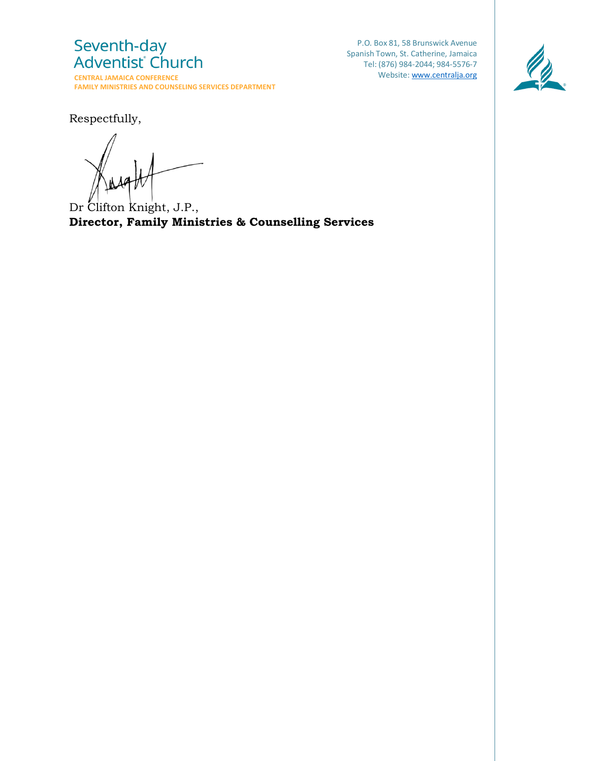Seventh-day Adventist® Church

**CENTRAL JAMAICA CONFERENCE**
**FAMILY MINISTRIES AND COUNSELING SERVICES DEPARTMENT**

P.O. Box 81, 58 Brunswick Avenue
Spanish Town, St. Catherine, Jamaica
Tel: (876) 984-2044; 984-5576-7
Website: www.centralja.org

Respectfully,

Dr Clifton Knight, J.P.,
**Director, Family Ministries & Counselling Services**